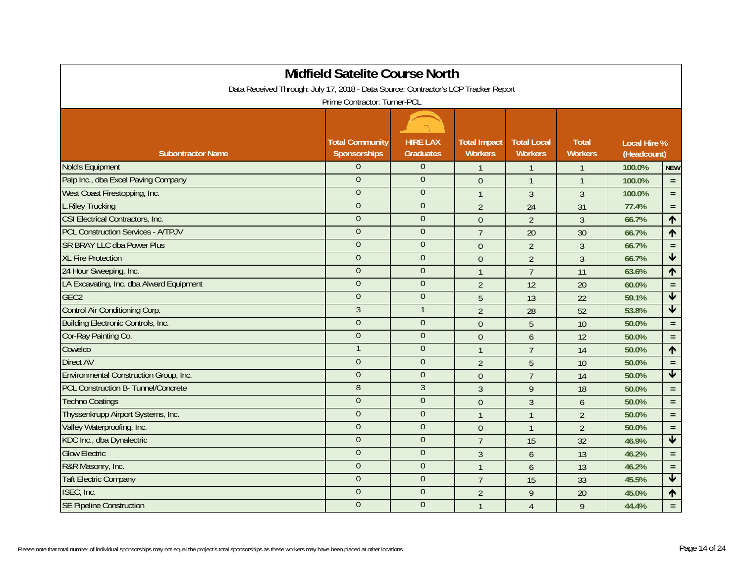# Midfield Satelite Course North

Data Received Through: July 17, 2018 - Data Source: Contractor's LCP Tracker Report

Prime Contractor: Turner-PCL

| Subontractor Name | Total Community Sponsorships | HIRE LAX Graduates | Total Impact Workers | Total Local Workers | Total Workers | Local Hire % (Headcount) | |
|---|---|---|---|---|---|---|---|
| Nold's Equipment | 0 | 0 | 1 | 1 | 1 | 100.0% | NEW |
| Palp Inc., dba Excel Paving Company | 0 | 0 | 0 | 1 | 1 | 100.0% | = |
| West Coast Firestopping, Inc. | 0 | 0 | 1 | 3 | 3 | 100.0% | = |
| L.Riley Trucking | 0 | 0 | 2 | 24 | 31 | 77.4% | = |
| CSI Electrical Contractors, Inc. | 0 | 0 | 0 | 2 | 3 | 66.7% | ↑ |
| PCL Construction Services - A/TPJV | 0 | 0 | 7 | 20 | 30 | 66.7% | ↑ |
| SR BRAY LLC dba Power Plus | 0 | 0 | 0 | 2 | 3 | 66.7% | = |
| XL Fire Protection | 0 | 0 | 0 | 2 | 3 | 66.7% | ↓ |
| 24 Hour Sweeping, Inc. | 0 | 0 | 1 | 7 | 11 | 63.6% | ↑ |
| LA Excavating, Inc. dba Alward Equipment | 0 | 0 | 2 | 12 | 20 | 60.0% | = |
| GEC2 | 0 | 0 | 5 | 13 | 22 | 59.1% | ↓ |
| Control Air Conditioning Corp. | 3 | 1 | 2 | 28 | 52 | 53.8% | ↓ |
| Building Electronic Controls, Inc. | 0 | 0 | 0 | 5 | 10 | 50.0% | = |
| Cor-Ray Painting Co. | 0 | 0 | 0 | 6 | 12 | 50.0% | = |
| Cowelco | 1 | 0 | 1 | 7 | 14 | 50.0% | ↑ |
| Direct AV | 0 | 0 | 2 | 5 | 10 | 50.0% | = |
| Environmental Construction Group, Inc. | 0 | 0 | 0 | 7 | 14 | 50.0% | ↓ |
| PCL Construction B- Tunnel/Concrete | 8 | 3 | 3 | 9 | 18 | 50.0% | = |
| Techno Coatings | 0 | 0 | 0 | 3 | 6 | 50.0% | = |
| Thyssenkrupp Airport Systems, Inc. | 0 | 0 | 1 | 1 | 2 | 50.0% | = |
| Valley Waterproofing, Inc. | 0 | 0 | 0 | 1 | 2 | 50.0% | = |
| KDC Inc., dba Dynalectric | 0 | 0 | 7 | 15 | 32 | 46.9% | ↓ |
| Glow Electric | 0 | 0 | 3 | 6 | 13 | 46.2% | = |
| R&R Masonry, Inc. | 0 | 0 | 1 | 6 | 13 | 46.2% | = |
| Taft Electric Company | 0 | 0 | 7 | 15 | 33 | 45.5% | ↓ |
| ISEC, Inc. | 0 | 0 | 2 | 9 | 20 | 45.0% | ↑ |
| SE Pipeline Construction | 0 | 0 | 1 | 4 | 9 | 44.4% | = |

Please note that total number of individual sponsorships may not equal the project's total sponsorships as these workers may have been placed at other locations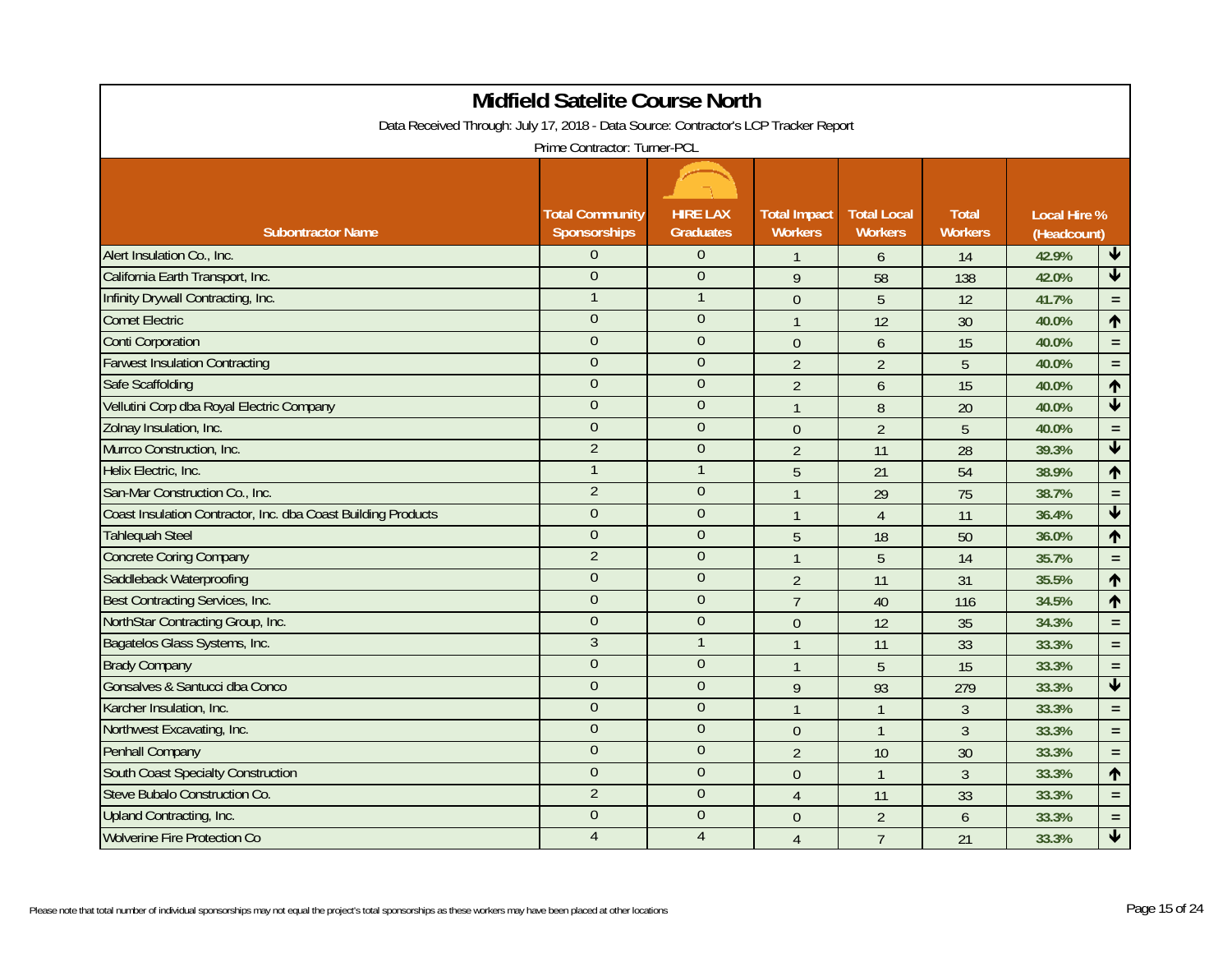# Midfield Satelite Course North

Data Received Through: July 17, 2018 - Data Source: Contractor's LCP Tracker Report

Prime Contractor: Turner-PCL

| Subontractor Name | Total Community Sponsorships | HIRE LAX Graduates | Total Impact Workers | Total Local Workers | Total Workers | Local Hire % (Headcount) | |
|---|---|---|---|---|---|---|---|
| Alert Insulation Co., Inc. | 0 | 0 | 1 | 6 | 14 | 42.9% | ↓ |
| California Earth Transport, Inc. | 0 | 0 | 9 | 58 | 138 | 42.0% | ↓ |
| Infinity Drywall Contracting, Inc. | 1 | 1 | 0 | 5 | 12 | 41.7% | = |
| Comet Electric | 0 | 0 | 1 | 12 | 30 | 40.0% | ↑ |
| Conti Corporation | 0 | 0 | 0 | 6 | 15 | 40.0% | = |
| Farwest Insulation Contracting | 0 | 0 | 2 | 2 | 5 | 40.0% | = |
| Safe Scaffolding | 0 | 0 | 2 | 6 | 15 | 40.0% | ↑ |
| Vellutini Corp dba Royal Electric Company | 0 | 0 | 1 | 8 | 20 | 40.0% | ↓ |
| Zolnay Insulation, Inc. | 0 | 0 | 0 | 2 | 5 | 40.0% | = |
| Murrco Construction, Inc. | 2 | 0 | 2 | 11 | 28 | 39.3% | ↓ |
| Helix Electric, Inc. | 1 | 1 | 5 | 21 | 54 | 38.9% | ↑ |
| San-Mar Construction Co., Inc. | 2 | 0 | 1 | 29 | 75 | 38.7% | = |
| Coast Insulation Contractor, Inc. dba Coast Building Products | 0 | 0 | 1 | 4 | 11 | 36.4% | ↓ |
| Tahlequah Steel | 0 | 0 | 5 | 18 | 50 | 36.0% | ↑ |
| Concrete Coring Company | 2 | 0 | 1 | 5 | 14 | 35.7% | = |
| Saddleback Waterproofing | 0 | 0 | 2 | 11 | 31 | 35.5% | ↑ |
| Best Contracting Services, Inc. | 0 | 0 | 7 | 40 | 116 | 34.5% | ↑ |
| NorthStar Contracting Group, Inc. | 0 | 0 | 0 | 12 | 35 | 34.3% | = |
| Bagatelos Glass Systems, Inc. | 3 | 1 | 1 | 11 | 33 | 33.3% | = |
| Brady Company | 0 | 0 | 1 | 5 | 15 | 33.3% | = |
| Gonsalves & Santucci dba Conco | 0 | 0 | 9 | 93 | 279 | 33.3% | ↓ |
| Karcher Insulation, Inc. | 0 | 0 | 1 | 1 | 3 | 33.3% | = |
| Northwest Excavating, Inc. | 0 | 0 | 0 | 1 | 3 | 33.3% | = |
| Penhall Company | 0 | 0 | 2 | 10 | 30 | 33.3% | = |
| South Coast Specialty Construction | 0 | 0 | 0 | 1 | 3 | 33.3% | ↑ |
| Steve Bubalo Construction Co. | 2 | 0 | 4 | 11 | 33 | 33.3% | = |
| Upland Contracting, Inc. | 0 | 0 | 0 | 2 | 6 | 33.3% | = |
| Wolverine Fire Protection Co | 4 | 4 | 4 | 7 | 21 | 33.3% | ↓ |

Please note that total number of individual sponsorships may not equal the project's total sponsorships as these workers may have been placed at other locations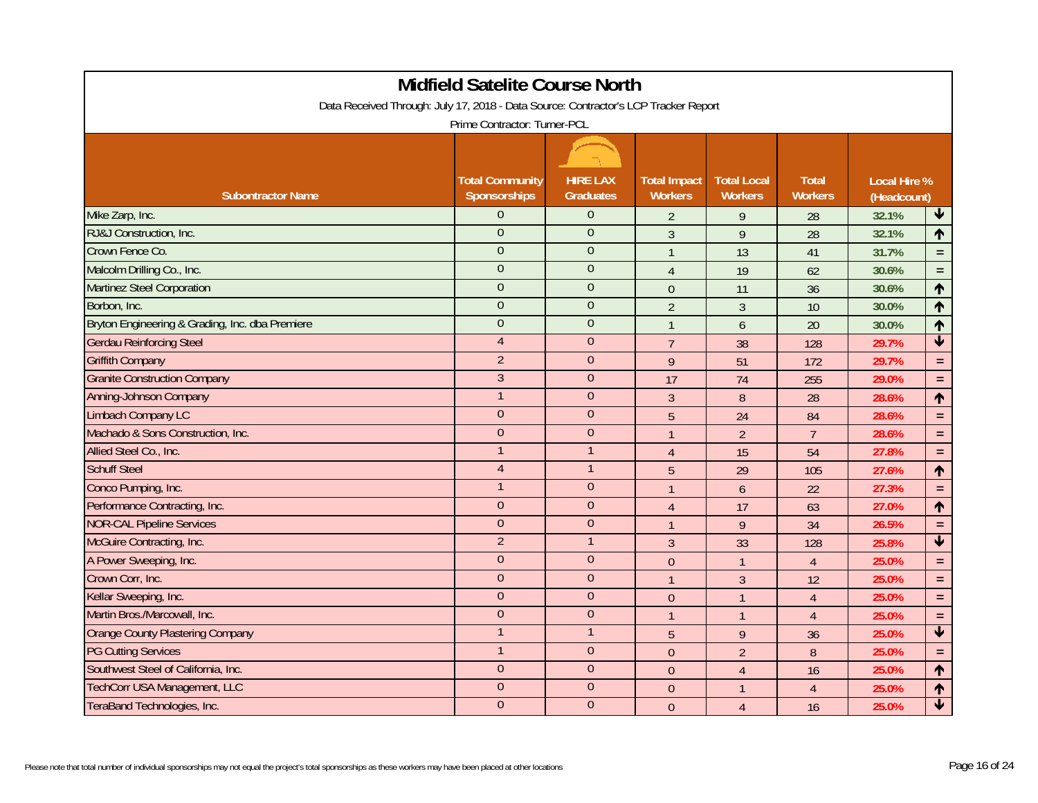# Midfield Satelite Course North

Data Received Through: July 17, 2018 - Data Source: Contractor's LCP Tracker Report

Prime Contractor: Turner-PCL

| Subontractor Name | Total Community Sponsorships | HIRE LAX Graduates | Total Impact Workers | Total Local Workers | Total Workers | Local Hire % (Headcount) | |
|---|---|---|---|---|---|---|---|
| Mike Zarp, Inc. | 0 | 0 | 2 | 9 | 28 | 32.1% | ↓ |
| RJ&J Construction, Inc. | 0 | 0 | 3 | 9 | 28 | 32.1% | ↑ |
| Crown Fence Co. | 0 | 0 | 1 | 13 | 41 | 31.7% | = |
| Malcolm Drilling Co., Inc. | 0 | 0 | 4 | 19 | 62 | 30.6% | = |
| Martinez Steel Corporation | 0 | 0 | 0 | 11 | 36 | 30.6% | ↑ |
| Borbon, Inc. | 0 | 0 | 2 | 3 | 10 | 30.0% | ↑ |
| Bryton Engineering & Grading, Inc. dba Premiere | 0 | 0 | 1 | 6 | 20 | 30.0% | ↑ |
| Gerdau Reinforcing Steel | 4 | 0 | 7 | 38 | 128 | 29.7% | ↓ |
| Griffith Company | 2 | 0 | 9 | 51 | 172 | 29.7% | = |
| Granite Construction Company | 3 | 0 | 17 | 74 | 255 | 29.0% | = |
| Anning-Johnson Company | 1 | 0 | 3 | 8 | 28 | 28.6% | ↑ |
| Limbach Company LC | 0 | 0 | 5 | 24 | 84 | 28.6% | = |
| Machado & Sons Construction, Inc. | 0 | 0 | 1 | 2 | 7 | 28.6% | = |
| Allied Steel Co., Inc. | 1 | 1 | 4 | 15 | 54 | 27.8% | = |
| Schuff Steel | 4 | 1 | 5 | 29 | 105 | 27.6% | ↑ |
| Conco Pumping, Inc. | 1 | 0 | 1 | 6 | 22 | 27.3% | = |
| Performance Contracting, Inc. | 0 | 0 | 4 | 17 | 63 | 27.0% | ↑ |
| NOR-CAL Pipeline Services | 0 | 0 | 1 | 9 | 34 | 26.5% | = |
| McGuire Contracting, Inc. | 2 | 1 | 3 | 33 | 128 | 25.8% | ↓ |
| A Power Sweeping, Inc. | 0 | 0 | 0 | 1 | 4 | 25.0% | = |
| Crown Corr, Inc. | 0 | 0 | 1 | 3 | 12 | 25.0% | = |
| Kellar Sweeping, Inc. | 0 | 0 | 0 | 1 | 4 | 25.0% | = |
| Martin Bros./Marcowall, Inc. | 0 | 0 | 1 | 1 | 4 | 25.0% | = |
| Orange County Plastering Company | 1 | 1 | 5 | 9 | 36 | 25.0% | ↓ |
| PG Cutting Services | 1 | 0 | 0 | 2 | 8 | 25.0% | = |
| Southwest Steel of California, Inc. | 0 | 0 | 0 | 4 | 16 | 25.0% | ↑ |
| TechCorr USA Management, LLC | 0 | 0 | 0 | 1 | 4 | 25.0% | ↑ |
| TeraBand Technologies, Inc. | 0 | 0 | 0 | 4 | 16 | 25.0% | ↓ |

Please note that total number of individual sponsorships may not equal the project's total sponsorships as these workers may have been placed at other locations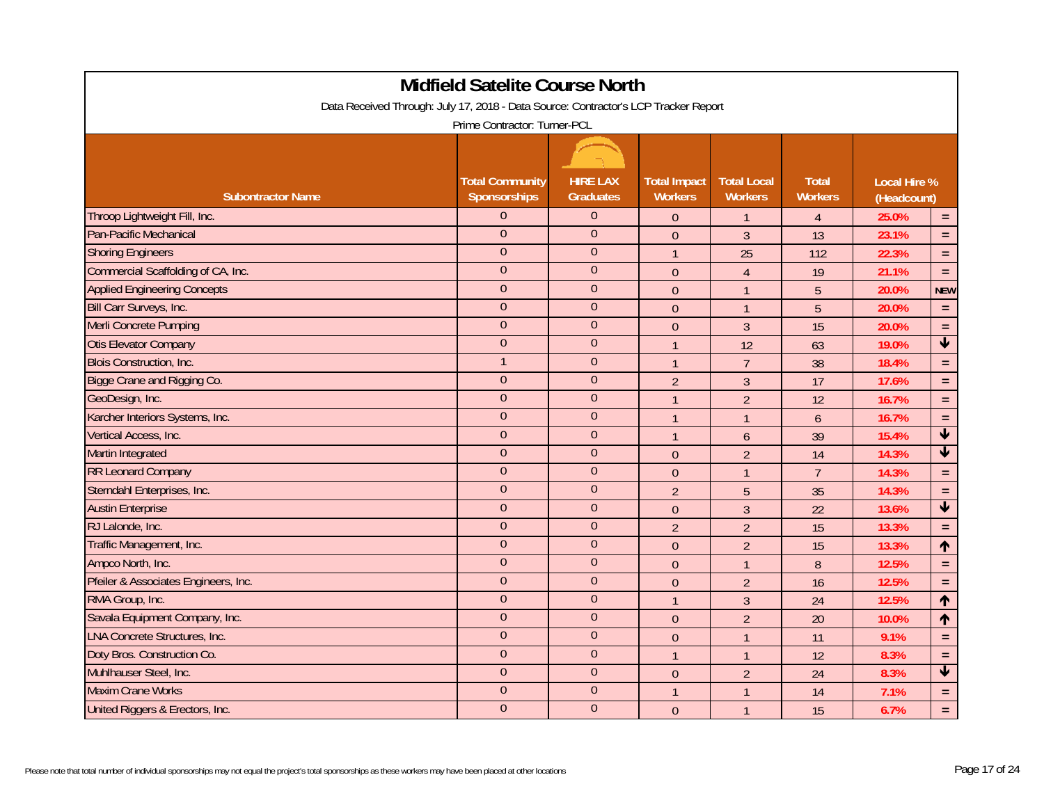# Midfield Satelite Course North

Data Received Through: July 17, 2018 - Data Source: Contractor's LCP Tracker Report

Prime Contractor: Turner-PCL

| Subontractor Name | Total Community Sponsorships | HIRE LAX Graduates | Total Impact Workers | Total Local Workers | Total Workers | Local Hire % (Headcount) | |
|---|---|---|---|---|---|---|---|
| Throop Lightweight Fill, Inc. | 0 | 0 | 0 | 1 | 4 | 25.0% | = |
| Pan-Pacific Mechanical | 0 | 0 | 0 | 3 | 13 | 23.1% | = |
| Shoring Engineers | 0 | 0 | 1 | 25 | 112 | 22.3% | = |
| Commercial Scaffolding of CA, Inc. | 0 | 0 | 0 | 4 | 19 | 21.1% | = |
| Applied Engineering Concepts | 0 | 0 | 0 | 1 | 5 | 20.0% | NEW |
| Bill Carr Surveys, Inc. | 0 | 0 | 0 | 1 | 5 | 20.0% | = |
| Merli Concrete Pumping | 0 | 0 | 0 | 3 | 15 | 20.0% | = |
| Otis Elevator Company | 0 | 0 | 1 | 12 | 63 | 19.0% | ↓ |
| Blois Construction, Inc. | 1 | 0 | 1 | 7 | 38 | 18.4% | = |
| Bigge Crane and Rigging Co. | 0 | 0 | 2 | 3 | 17 | 17.6% | = |
| GeoDesign, Inc. | 0 | 0 | 1 | 2 | 12 | 16.7% | = |
| Karcher Interiors Systems, Inc. | 0 | 0 | 1 | 1 | 6 | 16.7% | = |
| Vertical Access, Inc. | 0 | 0 | 1 | 6 | 39 | 15.4% | ↓ |
| Martin Integrated | 0 | 0 | 0 | 2 | 14 | 14.3% | ↓ |
| RR Leonard Company | 0 | 0 | 0 | 1 | 7 | 14.3% | = |
| Sterndahl Enterprises, Inc. | 0 | 0 | 2 | 5 | 35 | 14.3% | = |
| Austin Enterprise | 0 | 0 | 0 | 3 | 22 | 13.6% | ↓ |
| RJ Lalonde, Inc. | 0 | 0 | 2 | 2 | 15 | 13.3% | = |
| Traffic Management, Inc. | 0 | 0 | 0 | 2 | 15 | 13.3% | ↑ |
| Ampco North, Inc. | 0 | 0 | 0 | 1 | 8 | 12.5% | = |
| Pfeiler & Associates Engineers, Inc. | 0 | 0 | 0 | 2 | 16 | 12.5% | = |
| RMA Group, Inc. | 0 | 0 | 1 | 3 | 24 | 12.5% | ↑ |
| Savala Equipment Company, Inc. | 0 | 0 | 0 | 2 | 20 | 10.0% | ↑ |
| LNA Concrete Structures, Inc. | 0 | 0 | 0 | 1 | 11 | 9.1% | = |
| Doty Bros. Construction Co. | 0 | 0 | 1 | 1 | 12 | 8.3% | = |
| Muhlhauser Steel, Inc. | 0 | 0 | 0 | 2 | 24 | 8.3% | ↓ |
| Maxim Crane Works | 0 | 0 | 1 | 1 | 14 | 7.1% | = |
| United Riggers & Erectors, Inc. | 0 | 0 | 0 | 1 | 15 | 6.7% | = |

Please note that total number of individual sponsorships may not equal the project's total sponsorships as these workers may have been placed at other locations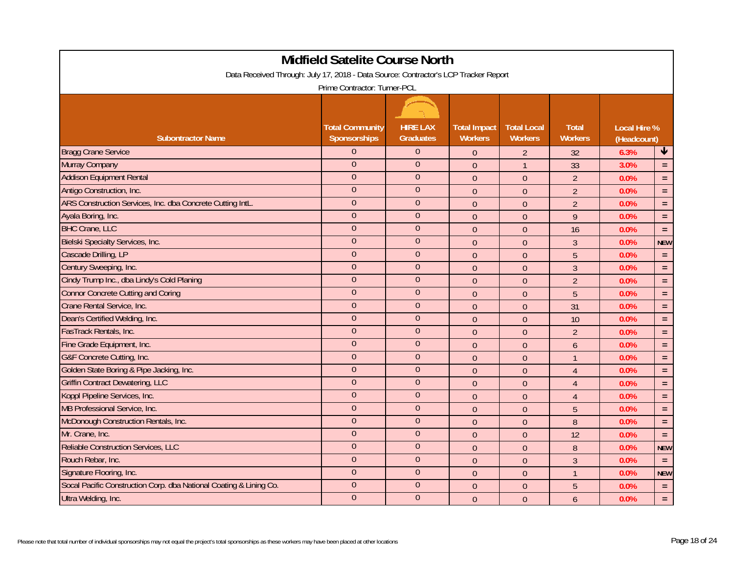# Midfield Satelite Course North

Data Received Through: July 17, 2018 - Data Source: Contractor's LCP Tracker Report

Prime Contractor: Turner-PCL

| Subontractor Name | Total Community Sponsorships | HIRE LAX Graduates | Total Impact Workers | Total Local Workers | Total Workers | Local Hire % (Headcount) | |
|---|---|---|---|---|---|---|---|
| Bragg Crane Service | 0 | 0 | 0 | 2 | 32 | 6.3% | ↓ |
| Murray Company | 0 | 0 | 0 | 1 | 33 | 3.0% | = |
| Addison Equipment Rental | 0 | 0 | 0 | 0 | 2 | 0.0% | = |
| Antigo Construction, Inc. | 0 | 0 | 0 | 0 | 2 | 0.0% | = |
| ARS Construction Services, Inc. dba Concrete Cutting IntL. | 0 | 0 | 0 | 0 | 2 | 0.0% | = |
| Ayala Boring, Inc. | 0 | 0 | 0 | 0 | 9 | 0.0% | = |
| BHC Crane, LLC | 0 | 0 | 0 | 0 | 16 | 0.0% | = |
| Bielski Specialty Services, Inc. | 0 | 0 | 0 | 0 | 3 | 0.0% | NEW |
| Cascade Drilling, LP | 0 | 0 | 0 | 0 | 5 | 0.0% | = |
| Century Sweeping, Inc. | 0 | 0 | 0 | 0 | 3 | 0.0% | = |
| Cindy Trump Inc., dba Lindy's Cold Planing | 0 | 0 | 0 | 0 | 2 | 0.0% | = |
| Connor Concrete Cutting and Coring | 0 | 0 | 0 | 0 | 5 | 0.0% | = |
| Crane Rental Service, Inc. | 0 | 0 | 0 | 0 | 31 | 0.0% | = |
| Dean's Certified Welding, Inc. | 0 | 0 | 0 | 0 | 10 | 0.0% | = |
| FasTrack Rentals, Inc. | 0 | 0 | 0 | 0 | 2 | 0.0% | = |
| Fine Grade Equipment, Inc. | 0 | 0 | 0 | 0 | 6 | 0.0% | = |
| G&F Concrete Cutting, Inc. | 0 | 0 | 0 | 0 | 1 | 0.0% | = |
| Golden State Boring & Pipe Jacking, Inc. | 0 | 0 | 0 | 0 | 4 | 0.0% | = |
| Griffin Contract Dewatering, LLC | 0 | 0 | 0 | 0 | 4 | 0.0% | = |
| Koppl Pipeline Services, Inc. | 0 | 0 | 0 | 0 | 4 | 0.0% | = |
| MB Professional Service, Inc. | 0 | 0 | 0 | 0 | 5 | 0.0% | = |
| McDonough Construction Rentals, Inc. | 0 | 0 | 0 | 0 | 8 | 0.0% | = |
| Mr. Crane, Inc. | 0 | 0 | 0 | 0 | 12 | 0.0% | = |
| Reliable Construction Services, LLC | 0 | 0 | 0 | 0 | 8 | 0.0% | NEW |
| Rouch Rebar, Inc. | 0 | 0 | 0 | 0 | 3 | 0.0% | = |
| Signature Flooring, Inc. | 0 | 0 | 0 | 0 | 1 | 0.0% | NEW |
| Socal Pacific Construction Corp. dba National Coating & Lining Co. | 0 | 0 | 0 | 0 | 5 | 0.0% | = |
| Ultra Welding, Inc. | 0 | 0 | 0 | 0 | 6 | 0.0% | = |

Please note that total number of individual sponsorships may not equal the project's total sponsorships as these workers may have been placed at other locations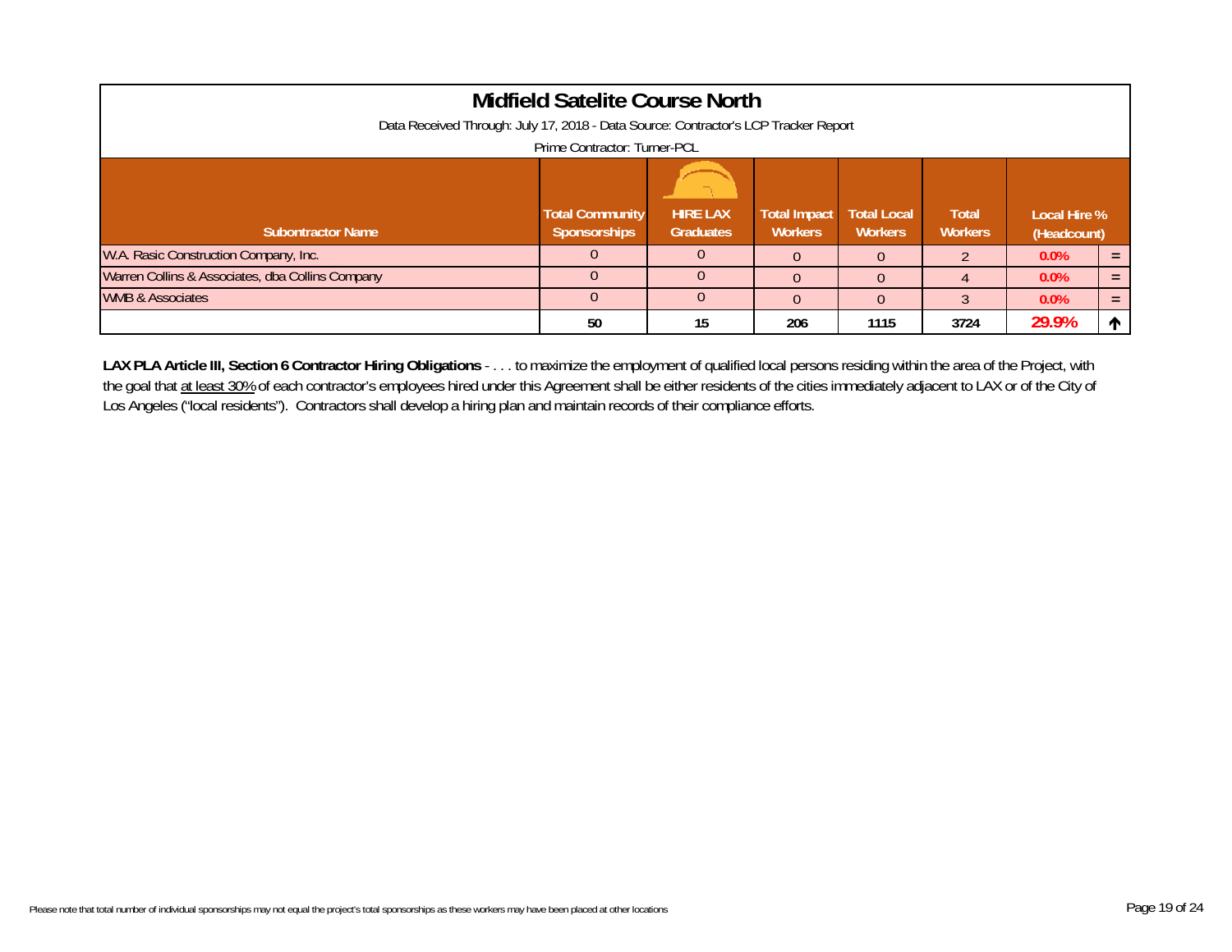# Midfield Satelite Course North

Data Received Through: July 17, 2018 - Data Source: Contractor's LCP Tracker Report

Prime Contractor: Turner-PCL

| Subontractor Name | Total Community Sponsorships | HIRE LAX Graduates | Total Impact Workers | Total Local Workers | Total Workers | Local Hire % (Headcount) | |
|---|---|---|---|---|---|---|---|
| W.A. Rasic Construction Company, Inc. | 0 | 0 | 0 | 0 | 2 | 0.0% | = |
| Warren Collins & Associates, dba Collins Company | 0 | 0 | 0 | 0 | 4 | 0.0% | = |
| WMB & Associates | 0 | 0 | 0 | 0 | 3 | 0.0% | = |
| | **50** | **15** | **206** | **1115** | **3724** | **29.9%** | ↑ |

**LAX PLA Article III, Section 6 Contractor Hiring Obligations** - . . . to maximize the employment of qualified local persons residing within the area of the Project, with the goal that at least 30% of each contractor's employees hired under this Agreement shall be either residents of the cities immediately adjacent to LAX or of the City of Los Angeles ("local residents"). Contractors shall develop a hiring plan and maintain records of their compliance efforts.

Please note that total number of individual sponsorships may not equal the project's total sponsorships as these workers may have been placed at other locations